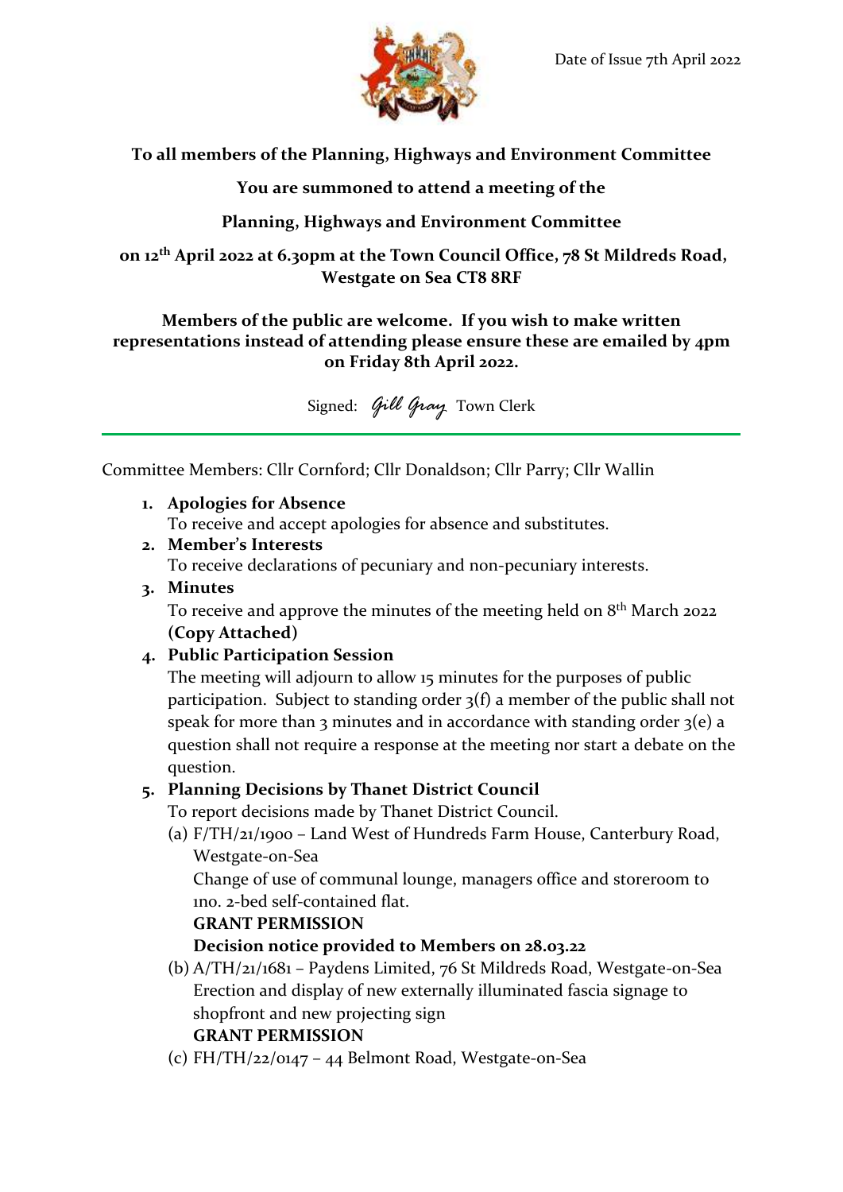Date of Issue 7th April 2022

**To all members of the Planning, Highways and Environment Committee**

**You are summoned to attend a meeting of the**

**Planning, Highways and Environment Committee**

**on 12th April 2022 at 6.30pm at the Town Council Office, 78 St Mildreds Road, Westgate on Sea CT8 8RF**

**Members of the public are welcome. If you wish to make written representations instead of attending please ensure these are emailed by 4pm on Friday 8th April 2022.**

Signed: *Gill Gray* Town Clerk

---

Committee Members: Cllr Cornford; Cllr Donaldson; Cllr Parry; Cllr Wallin

1. **Apologies for Absence**
   To receive and accept apologies for absence and substitutes.
2. **Member's Interests**
   To receive declarations of pecuniary and non-pecuniary interests.
3. **Minutes**
   To receive and approve the minutes of the meeting held on 8th March 2022 **(Copy Attached)**
4. **Public Participation Session**
   The meeting will adjourn to allow 15 minutes for the purposes of public participation. Subject to standing order 3(f) a member of the public shall not speak for more than 3 minutes and in accordance with standing order 3(e) a question shall not require a response at the meeting nor start a debate on the question.
5. **Planning Decisions by Thanet District Council**
   To report decisions made by Thanet District Council.
   (a) F/TH/21/1900 – Land West of Hundreds Farm House, Canterbury Road, Westgate-on-Sea
   Change of use of communal lounge, managers office and storeroom to 1no. 2-bed self-contained flat.
   **GRANT PERMISSION**
   **Decision notice provided to Members on 28.03.22**
   (b) A/TH/21/1681 – Paydens Limited, 76 St Mildreds Road, Westgate-on-Sea
   Erection and display of new externally illuminated fascia signage to shopfront and new projecting sign
   **GRANT PERMISSION**
   (c) FH/TH/22/0147 – 44 Belmont Road, Westgate-on-Sea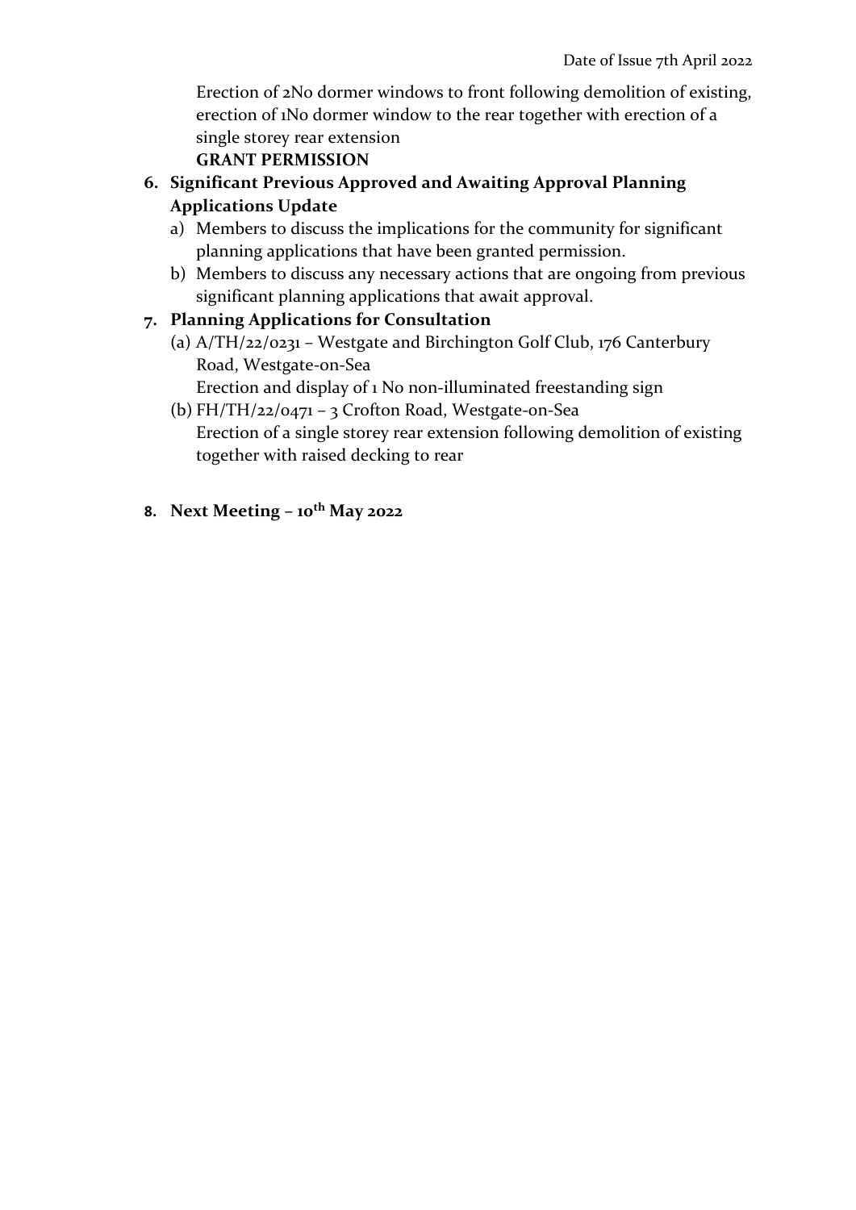Date of Issue 7th April 2022

Erection of 2No dormer windows to front following demolition of existing, erection of 1No dormer window to the rear together with erection of a single storey rear extension
**GRANT PERMISSION**

6. **Significant Previous Approved and Awaiting Approval Planning Applications Update**
    a) Members to discuss the implications for the community for significant planning applications that have been granted permission.
    b) Members to discuss any necessary actions that are ongoing from previous significant planning applications that await approval.
7. **Planning Applications for Consultation**
    (a) A/TH/22/0231 – Westgate and Birchington Golf Club, 176 Canterbury Road, Westgate-on-Sea
    Erection and display of 1 No non-illuminated freestanding sign
    (b) FH/TH/22/0471 – 3 Crofton Road, Westgate-on-Sea
    Erection of a single storey rear extension following demolition of existing together with raised decking to rear

8. **Next Meeting – 10th May 2022**